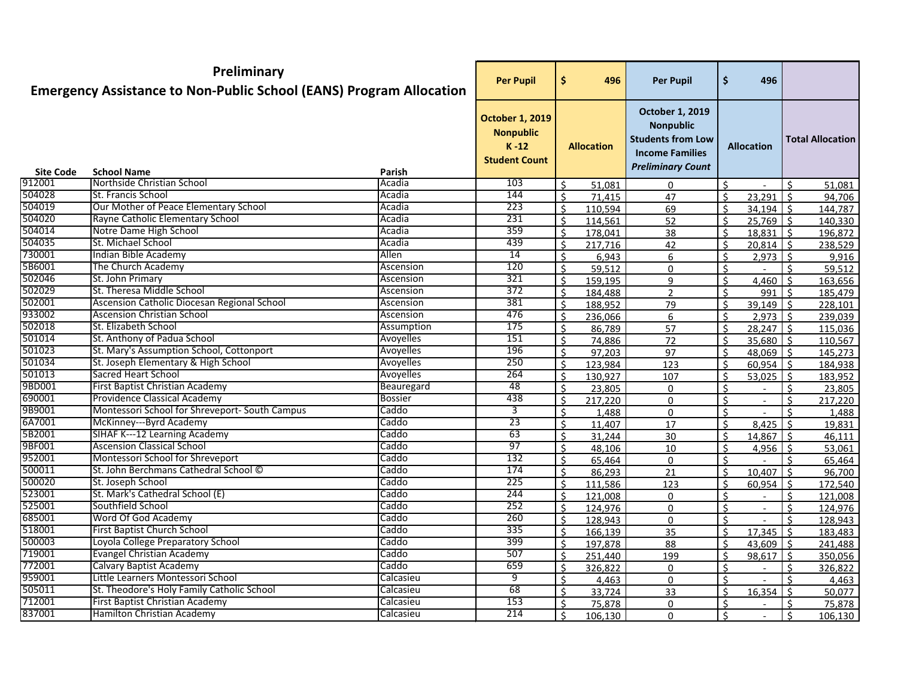# Preliminary
## Emergency Assistance to Non-Public School (EANS) Program Allocation

| Site Code | School Name | Parish | Per Pupil | $ 496 | Per Pupil | $ 496 | |
|---|---|---|---|---|---|---|---|
| | | | October 1, 2019 Nonpublic K -12 Student Count | Allocation | October 1, 2019 Nonpublic Students from Low Income Families *Preliminary Count* | Allocation | Total Allocation |
| 912001 | Northside Christian School | Acadia | 103 | $ 51,081 | 0 | $ - | $ 51,081 |
| 504028 | St. Francis School | Acadia | 144 | $ 71,415 | 47 | $ 23,291 | $ 94,706 |
| 504019 | Our Mother of Peace Elementary School | Acadia | 223 | $ 110,594 | 69 | $ 34,194 | $ 144,787 |
| 504020 | Rayne Catholic Elementary School | Acadia | 231 | $ 114,561 | 52 | $ 25,769 | $ 140,330 |
| 504014 | Notre Dame High School | Acadia | 359 | $ 178,041 | 38 | $ 18,831 | $ 196,872 |
| 504035 | St. Michael School | Acadia | 439 | $ 217,716 | 42 | $ 20,814 | $ 238,529 |
| 730001 | Indian Bible Academy | Allen | 14 | $ 6,943 | 6 | $ 2,973 | $ 9,916 |
| 5B6001 | The Church Academy | Ascension | 120 | $ 59,512 | 0 | $ - | $ 59,512 |
| 502046 | St. John Primary | Ascension | 321 | $ 159,195 | 9 | $ 4,460 | $ 163,656 |
| 502029 | St. Theresa Middle School | Ascension | 372 | $ 184,488 | 2 | $ 991 | $ 185,479 |
| 502001 | Ascension Catholic Diocesan Regional School | Ascension | 381 | $ 188,952 | 79 | $ 39,149 | $ 228,101 |
| 933002 | Ascension Christian School | Ascension | 476 | $ 236,066 | 6 | $ 2,973 | $ 239,039 |
| 502018 | St. Elizabeth School | Assumption | 175 | $ 86,789 | 57 | $ 28,247 | $ 115,036 |
| 501014 | St. Anthony of Padua School | Avoyelles | 151 | $ 74,886 | 72 | $ 35,680 | $ 110,567 |
| 501023 | St. Mary's Assumption School, Cottonport | Avoyelles | 196 | $ 97,203 | 97 | $ 48,069 | $ 145,273 |
| 501034 | St. Joseph Elementary & High School | Avoyelles | 250 | $ 123,984 | 123 | $ 60,954 | $ 184,938 |
| 501013 | Sacred Heart School | Avoyelles | 264 | $ 130,927 | 107 | $ 53,025 | $ 183,952 |
| 9BD001 | First Baptist Christian Academy | Beauregard | 48 | $ 23,805 | 0 | $ - | $ 23,805 |
| 690001 | Providence Classical Academy | Bossier | 438 | $ 217,220 | 0 | $ - | $ 217,220 |
| 9B9001 | Montessori School for Shreveport- South Campus | Caddo | 3 | $ 1,488 | 0 | $ - | $ 1,488 |
| 6A7001 | McKinney---Byrd Academy | Caddo | 23 | $ 11,407 | 17 | $ 8,425 | $ 19,831 |
| 5B2001 | SIHAF K---12 Learning Academy | Caddo | 63 | $ 31,244 | 30 | $ 14,867 | $ 46,111 |
| 9BF001 | Ascension Classical School | Caddo | 97 | $ 48,106 | 10 | $ 4,956 | $ 53,061 |
| 952001 | Montessori School for Shreveport | Caddo | 132 | $ 65,464 | 0 | $ - | $ 65,464 |
| 500011 | St. John Berchmans Cathedral School © | Caddo | 174 | $ 86,293 | 21 | $ 10,407 | $ 96,700 |
| 500020 | St. Joseph School | Caddo | 225 | $ 111,586 | 123 | $ 60,954 | $ 172,540 |
| 523001 | St. Mark's Cathedral School (E) | Caddo | 244 | $ 121,008 | 0 | $ - | $ 121,008 |
| 525001 | Southfield School | Caddo | 252 | $ 124,976 | 0 | $ - | $ 124,976 |
| 685001 | Word Of God Academy | Caddo | 260 | $ 128,943 | 0 | $ - | $ 128,943 |
| 518001 | First Baptist Church School | Caddo | 335 | $ 166,139 | 35 | $ 17,345 | $ 183,483 |
| 500003 | Loyola College Preparatory School | Caddo | 399 | $ 197,878 | 88 | $ 43,609 | $ 241,488 |
| 719001 | Evangel Christian Academy | Caddo | 507 | $ 251,440 | 199 | $ 98,617 | $ 350,056 |
| 772001 | Calvary Baptist Academy | Caddo | 659 | $ 326,822 | 0 | $ - | $ 326,822 |
| 959001 | Little Learners Montessori School | Calcasieu | 9 | $ 4,463 | 0 | $ - | $ 4,463 |
| 505011 | St. Theodore's Holy Family Catholic School | Calcasieu | 68 | $ 33,724 | 33 | $ 16,354 | $ 50,077 |
| 712001 | First Baptist Christian Academy | Calcasieu | 153 | $ 75,878 | 0 | $ - | $ 75,878 |
| 837001 | Hamilton Christian Academy | Calcasieu | 214 | $ 106,130 | 0 | $ - | $ 106,130 |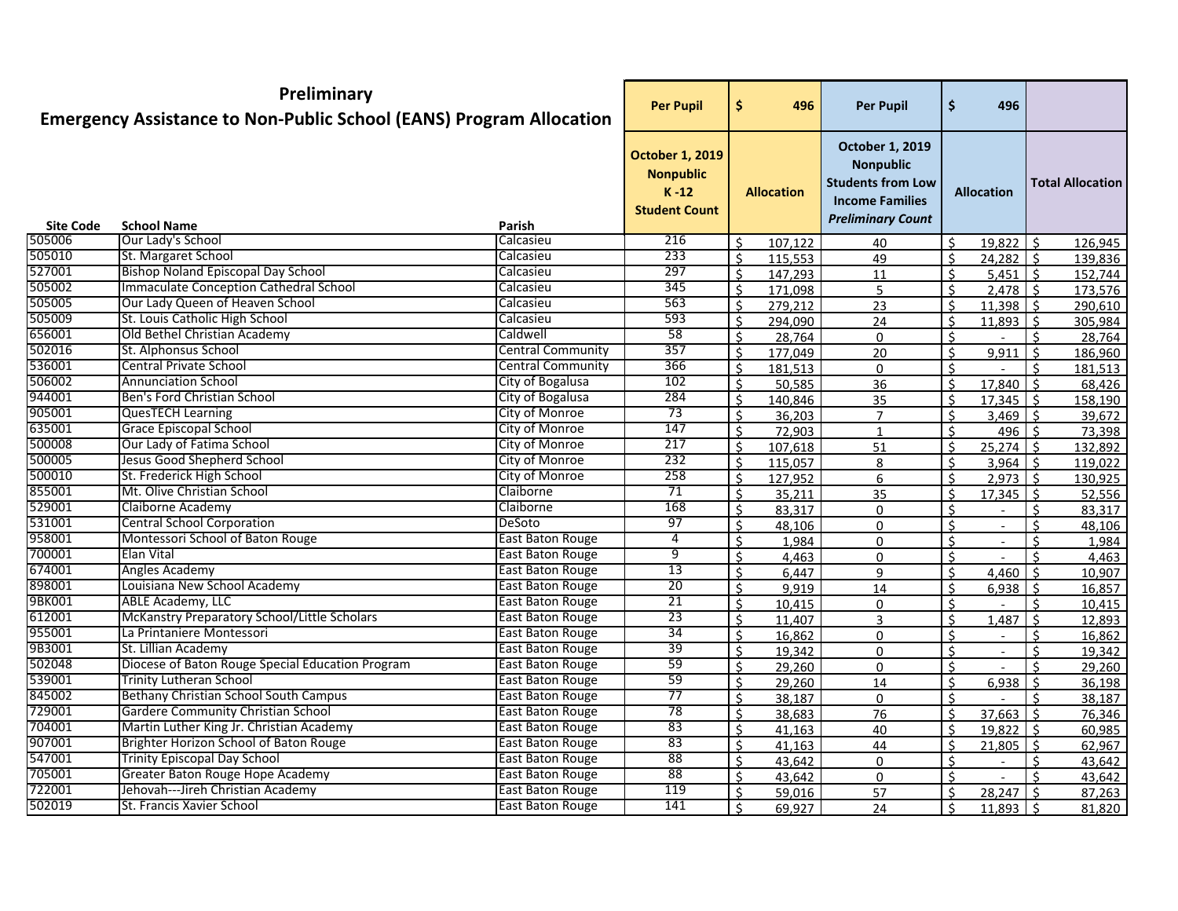## Preliminary
## Emergency Assistance to Non-Public School (EANS) Program Allocation

| Site Code | School Name | Parish | Per Pupil<br>October 1, 2019 Nonpublic K-12 Student Count | $ 496<br>Allocation | Per Pupil<br>October 1, 2019 Nonpublic Students from Low Income Families *Preliminary Count* | $ 496<br>Allocation | Total Allocation |
|---|---|---|---|---|---|---|---|
| 505006 | Our Lady's School | Calcasieu | 216 | $ 107,122 | 40 | $ 19,822 | $ 126,945 |
| 505010 | St. Margaret School | Calcasieu | 233 | $ 115,553 | 49 | $ 24,282 | $ 139,836 |
| 527001 | Bishop Noland Episcopal Day School | Calcasieu | 297 | $ 147,293 | 11 | $ 5,451 | $ 152,744 |
| 505002 | Immaculate Conception Cathedral School | Calcasieu | 345 | $ 171,098 | 5 | $ 2,478 | $ 173,576 |
| 505005 | Our Lady Queen of Heaven School | Calcasieu | 563 | $ 279,212 | 23 | $ 11,398 | $ 290,610 |
| 505009 | St. Louis Catholic High School | Calcasieu | 593 | $ 294,090 | 24 | $ 11,893 | $ 305,984 |
| 656001 | Old Bethel Christian Academy | Caldwell | 58 | $ 28,764 | 0 | $ - | $ 28,764 |
| 502016 | St. Alphonsus School | Central Community | 357 | $ 177,049 | 20 | $ 9,911 | $ 186,960 |
| 536001 | Central Private School | Central Community | 366 | $ 181,513 | 0 | $ - | $ 181,513 |
| 506002 | Annunciation School | City of Bogalusa | 102 | $ 50,585 | 36 | $ 17,840 | $ 68,426 |
| 944001 | Ben's Ford Christian School | City of Bogalusa | 284 | $ 140,846 | 35 | $ 17,345 | $ 158,190 |
| 905001 | QuesTECH Learning | City of Monroe | 73 | $ 36,203 | 7 | $ 3,469 | $ 39,672 |
| 635001 | Grace Episcopal School | City of Monroe | 147 | $ 72,903 | 1 | $ 496 | $ 73,398 |
| 500008 | Our Lady of Fatima School | City of Monroe | 217 | $ 107,618 | 51 | $ 25,274 | $ 132,892 |
| 500005 | Jesus Good Shepherd School | City of Monroe | 232 | $ 115,057 | 8 | $ 3,964 | $ 119,022 |
| 500010 | St. Frederick High School | City of Monroe | 258 | $ 127,952 | 6 | $ 2,973 | $ 130,925 |
| 855001 | Mt. Olive Christian School | Claiborne | 71 | $ 35,211 | 35 | $ 17,345 | $ 52,556 |
| 529001 | Claiborne Academy | Claiborne | 168 | $ 83,317 | 0 | $ - | $ 83,317 |
| 531001 | Central School Corporation | DeSoto | 97 | $ 48,106 | 0 | $ - | $ 48,106 |
| 958001 | Montessori School of Baton Rouge | East Baton Rouge | 4 | $ 1,984 | 0 | $ - | $ 1,984 |
| 700001 | Elan Vital | East Baton Rouge | 9 | $ 4,463 | 0 | $ - | $ 4,463 |
| 674001 | Angles Academy | East Baton Rouge | 13 | $ 6,447 | 9 | $ 4,460 | $ 10,907 |
| 898001 | Louisiana New School Academy | East Baton Rouge | 20 | $ 9,919 | 14 | $ 6,938 | $ 16,857 |
| 9BK001 | ABLE Academy, LLC | East Baton Rouge | 21 | $ 10,415 | 0 | $ - | $ 10,415 |
| 612001 | McKanstry Preparatory School/Little Scholars | East Baton Rouge | 23 | $ 11,407 | 3 | $ 1,487 | $ 12,893 |
| 955001 | La Printaniere Montessori | East Baton Rouge | 34 | $ 16,862 | 0 | $ - | $ 16,862 |
| 9B3001 | St. Lillian Academy | East Baton Rouge | 39 | $ 19,342 | 0 | $ - | $ 19,342 |
| 502048 | Diocese of Baton Rouge Special Education Program | East Baton Rouge | 59 | $ 29,260 | 0 | $ - | $ 29,260 |
| 539001 | Trinity Lutheran School | East Baton Rouge | 59 | $ 29,260 | 14 | $ 6,938 | $ 36,198 |
| 845002 | Bethany Christian School South Campus | East Baton Rouge | 77 | $ 38,187 | 0 | $ - | $ 38,187 |
| 729001 | Gardere Community Christian School | East Baton Rouge | 78 | $ 38,683 | 76 | $ 37,663 | $ 76,346 |
| 704001 | Martin Luther King Jr. Christian Academy | East Baton Rouge | 83 | $ 41,163 | 40 | $ 19,822 | $ 60,985 |
| 907001 | Brighter Horizon School of Baton Rouge | East Baton Rouge | 83 | $ 41,163 | 44 | $ 21,805 | $ 62,967 |
| 547001 | Trinity Episcopal Day School | East Baton Rouge | 88 | $ 43,642 | 0 | $ - | $ 43,642 |
| 705001 | Greater Baton Rouge Hope Academy | East Baton Rouge | 88 | $ 43,642 | 0 | $ - | $ 43,642 |
| 722001 | Jehovah---Jireh Christian Academy | East Baton Rouge | 119 | $ 59,016 | 57 | $ 28,247 | $ 87,263 |
| 502019 | St. Francis Xavier School | East Baton Rouge | 141 | $ 69,927 | 24 | $ 11,893 | $ 81,820 |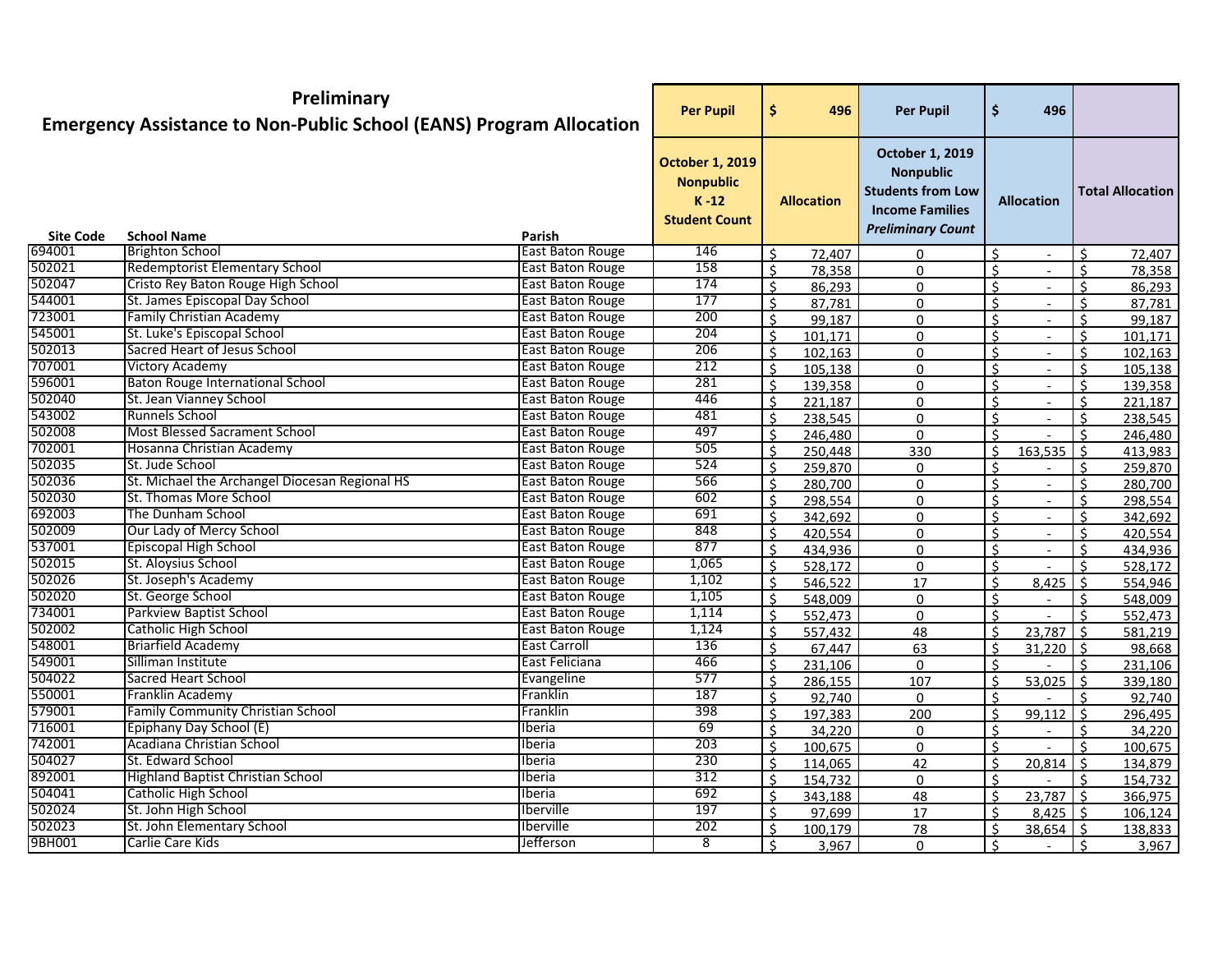# Preliminary
## Emergency Assistance to Non-Public School (EANS) Program Allocation

| Site Code | School Name | Parish | October 1, 2019 Nonpublic K -12 Student Count | Allocation (Per Pupil $ 496) | October 1, 2019 Nonpublic Students from Low Income Families *Preliminary Count* | Allocation (Per Pupil $ 496) | Total Allocation |
|---|---|---|---|---|---|---|---|
| 694001 | Brighton School | East Baton Rouge | 146 | $ 72,407 | 0 | $ - | $ 72,407 |
| 502021 | Redemptorist Elementary School | East Baton Rouge | 158 | $ 78,358 | 0 | $ - | $ 78,358 |
| 502047 | Cristo Rey Baton Rouge High School | East Baton Rouge | 174 | $ 86,293 | 0 | $ - | $ 86,293 |
| 544001 | St. James Episcopal Day School | East Baton Rouge | 177 | $ 87,781 | 0 | $ - | $ 87,781 |
| 723001 | Family Christian Academy | East Baton Rouge | 200 | $ 99,187 | 0 | $ - | $ 99,187 |
| 545001 | St. Luke's Episcopal School | East Baton Rouge | 204 | $ 101,171 | 0 | $ - | $ 101,171 |
| 502013 | Sacred Heart of Jesus School | East Baton Rouge | 206 | $ 102,163 | 0 | $ - | $ 102,163 |
| 707001 | Victory Academy | East Baton Rouge | 212 | $ 105,138 | 0 | $ - | $ 105,138 |
| 596001 | Baton Rouge International School | East Baton Rouge | 281 | $ 139,358 | 0 | $ - | $ 139,358 |
| 502040 | St. Jean Vianney School | East Baton Rouge | 446 | $ 221,187 | 0 | $ - | $ 221,187 |
| 543002 | Runnels School | East Baton Rouge | 481 | $ 238,545 | 0 | $ - | $ 238,545 |
| 502008 | Most Blessed Sacrament School | East Baton Rouge | 497 | $ 246,480 | 0 | $ - | $ 246,480 |
| 702001 | Hosanna Christian Academy | East Baton Rouge | 505 | $ 250,448 | 330 | $ 163,535 | $ 413,983 |
| 502035 | St. Jude School | East Baton Rouge | 524 | $ 259,870 | 0 | $ - | $ 259,870 |
| 502036 | St. Michael the Archangel Diocesan Regional HS | East Baton Rouge | 566 | $ 280,700 | 0 | $ - | $ 280,700 |
| 502030 | St. Thomas More School | East Baton Rouge | 602 | $ 298,554 | 0 | $ - | $ 298,554 |
| 692003 | The Dunham School | East Baton Rouge | 691 | $ 342,692 | 0 | $ - | $ 342,692 |
| 502009 | Our Lady of Mercy School | East Baton Rouge | 848 | $ 420,554 | 0 | $ - | $ 420,554 |
| 537001 | Episcopal High School | East Baton Rouge | 877 | $ 434,936 | 0 | $ - | $ 434,936 |
| 502015 | St. Aloysius School | East Baton Rouge | 1,065 | $ 528,172 | 0 | $ - | $ 528,172 |
| 502026 | St. Joseph's Academy | East Baton Rouge | 1,102 | $ 546,522 | 17 | $ 8,425 | $ 554,946 |
| 502020 | St. George School | East Baton Rouge | 1,105 | $ 548,009 | 0 | $ - | $ 548,009 |
| 734001 | Parkview Baptist School | East Baton Rouge | 1,114 | $ 552,473 | 0 | $ - | $ 552,473 |
| 502002 | Catholic High School | East Baton Rouge | 1,124 | $ 557,432 | 48 | $ 23,787 | $ 581,219 |
| 548001 | Briarfield Academy | East Carroll | 136 | $ 67,447 | 63 | $ 31,220 | $ 98,668 |
| 549001 | Silliman Institute | East Feliciana | 466 | $ 231,106 | 0 | $ - | $ 231,106 |
| 504022 | Sacred Heart School | Evangeline | 577 | $ 286,155 | 107 | $ 53,025 | $ 339,180 |
| 550001 | Franklin Academy | Franklin | 187 | $ 92,740 | 0 | $ - | $ 92,740 |
| 579001 | Family Community Christian School | Franklin | 398 | $ 197,383 | 200 | $ 99,112 | $ 296,495 |
| 716001 | Epiphany Day School (E) | Iberia | 69 | $ 34,220 | 0 | $ - | $ 34,220 |
| 742001 | Acadiana Christian School | Iberia | 203 | $ 100,675 | 0 | $ - | $ 100,675 |
| 504027 | St. Edward School | Iberia | 230 | $ 114,065 | 42 | $ 20,814 | $ 134,879 |
| 892001 | Highland Baptist Christian School | Iberia | 312 | $ 154,732 | 0 | $ - | $ 154,732 |
| 504041 | Catholic High School | Iberia | 692 | $ 343,188 | 48 | $ 23,787 | $ 366,975 |
| 502024 | St. John High School | Iberville | 197 | $ 97,699 | 17 | $ 8,425 | $ 106,124 |
| 502023 | St. John Elementary School | Iberville | 202 | $ 100,179 | 78 | $ 38,654 | $ 138,833 |
| 9BH001 | Carlie Care Kids | Jefferson | 8 | $ 3,967 | 0 | $ - | $ 3,967 |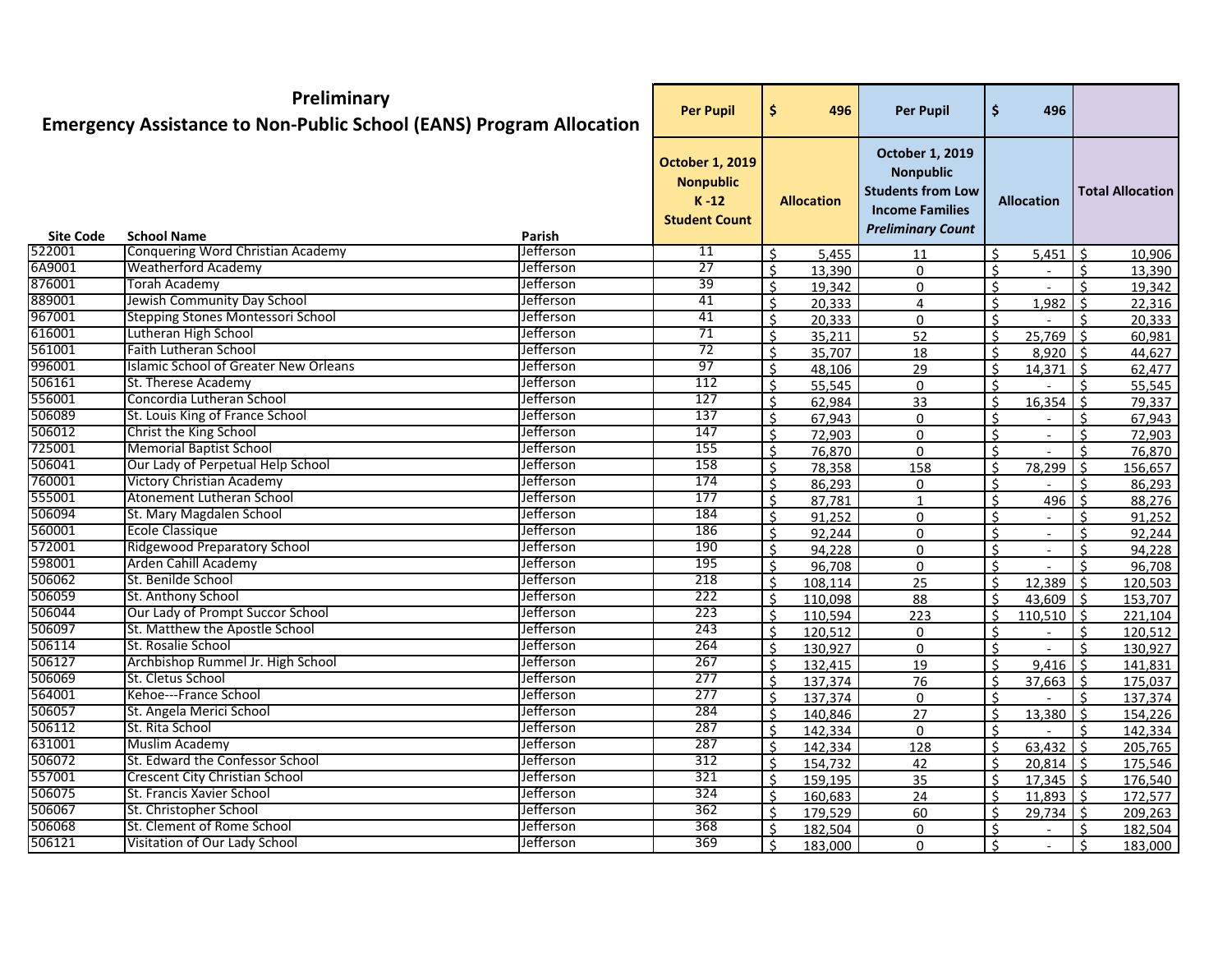## Preliminary
## Emergency Assistance to Non-Public School (EANS) Program Allocation

| Site Code | School Name | Parish | Per Pupil<br>October 1, 2019 Nonpublic K -12 Student Count | $ 496<br>Allocation | Per Pupil<br>October 1, 2019 Nonpublic Students from Low Income Families *Preliminary Count* | $ 496<br>Allocation | Total Allocation |
|---|---|---|---|---|---|---|---|
| 522001 | Conquering Word Christian Academy | Jefferson | 11 | $ 5,455 | 11 | $ 5,451 | $ 10,906 |
| 6A9001 | Weatherford Academy | Jefferson | 27 | $ 13,390 | 0 | $ - | $ 13,390 |
| 876001 | Torah Academy | Jefferson | 39 | $ 19,342 | 0 | $ - | $ 19,342 |
| 889001 | Jewish Community Day School | Jefferson | 41 | $ 20,333 | 4 | $ 1,982 | $ 22,316 |
| 967001 | Stepping Stones Montessori School | Jefferson | 41 | $ 20,333 | 0 | $ - | $ 20,333 |
| 616001 | Lutheran High School | Jefferson | 71 | $ 35,211 | 52 | $ 25,769 | $ 60,981 |
| 561001 | Faith Lutheran School | Jefferson | 72 | $ 35,707 | 18 | $ 8,920 | $ 44,627 |
| 996001 | Islamic School of Greater New Orleans | Jefferson | 97 | $ 48,106 | 29 | $ 14,371 | $ 62,477 |
| 506161 | St. Therese Academy | Jefferson | 112 | $ 55,545 | 0 | $ - | $ 55,545 |
| 556001 | Concordia Lutheran School | Jefferson | 127 | $ 62,984 | 33 | $ 16,354 | $ 79,337 |
| 506089 | St. Louis King of France School | Jefferson | 137 | $ 67,943 | 0 | $ - | $ 67,943 |
| 506012 | Christ the King School | Jefferson | 147 | $ 72,903 | 0 | $ - | $ 72,903 |
| 725001 | Memorial Baptist School | Jefferson | 155 | $ 76,870 | 0 | $ - | $ 76,870 |
| 506041 | Our Lady of Perpetual Help School | Jefferson | 158 | $ 78,358 | 158 | $ 78,299 | $ 156,657 |
| 760001 | Victory Christian Academy | Jefferson | 174 | $ 86,293 | 0 | $ - | $ 86,293 |
| 555001 | Atonement Lutheran School | Jefferson | 177 | $ 87,781 | 1 | $ 496 | $ 88,276 |
| 506094 | St. Mary Magdalen School | Jefferson | 184 | $ 91,252 | 0 | $ - | $ 91,252 |
| 560001 | Ecole Classique | Jefferson | 186 | $ 92,244 | 0 | $ - | $ 92,244 |
| 572001 | Ridgewood Preparatory School | Jefferson | 190 | $ 94,228 | 0 | $ - | $ 94,228 |
| 598001 | Arden Cahill Academy | Jefferson | 195 | $ 96,708 | 0 | $ - | $ 96,708 |
| 506062 | St. Benilde School | Jefferson | 218 | $ 108,114 | 25 | $ 12,389 | $ 120,503 |
| 506059 | St. Anthony School | Jefferson | 222 | $ 110,098 | 88 | $ 43,609 | $ 153,707 |
| 506044 | Our Lady of Prompt Succor School | Jefferson | 223 | $ 110,594 | 223 | $ 110,510 | $ 221,104 |
| 506097 | St. Matthew the Apostle School | Jefferson | 243 | $ 120,512 | 0 | $ - | $ 120,512 |
| 506114 | St. Rosalie School | Jefferson | 264 | $ 130,927 | 0 | $ - | $ 130,927 |
| 506127 | Archbishop Rummel Jr. High School | Jefferson | 267 | $ 132,415 | 19 | $ 9,416 | $ 141,831 |
| 506069 | St. Cletus School | Jefferson | 277 | $ 137,374 | 76 | $ 37,663 | $ 175,037 |
| 564001 | Kehoe---France School | Jefferson | 277 | $ 137,374 | 0 | $ - | $ 137,374 |
| 506057 | St. Angela Merici School | Jefferson | 284 | $ 140,846 | 27 | $ 13,380 | $ 154,226 |
| 506112 | St. Rita School | Jefferson | 287 | $ 142,334 | 0 | $ - | $ 142,334 |
| 631001 | Muslim Academy | Jefferson | 287 | $ 142,334 | 128 | $ 63,432 | $ 205,765 |
| 506072 | St. Edward the Confessor School | Jefferson | 312 | $ 154,732 | 42 | $ 20,814 | $ 175,546 |
| 557001 | Crescent City Christian School | Jefferson | 321 | $ 159,195 | 35 | $ 17,345 | $ 176,540 |
| 506075 | St. Francis Xavier School | Jefferson | 324 | $ 160,683 | 24 | $ 11,893 | $ 172,577 |
| 506067 | St. Christopher School | Jefferson | 362 | $ 179,529 | 60 | $ 29,734 | $ 209,263 |
| 506068 | St. Clement of Rome School | Jefferson | 368 | $ 182,504 | 0 | $ - | $ 182,504 |
| 506121 | Visitation of Our Lady School | Jefferson | 369 | $ 183,000 | 0 | $ - | $ 183,000 |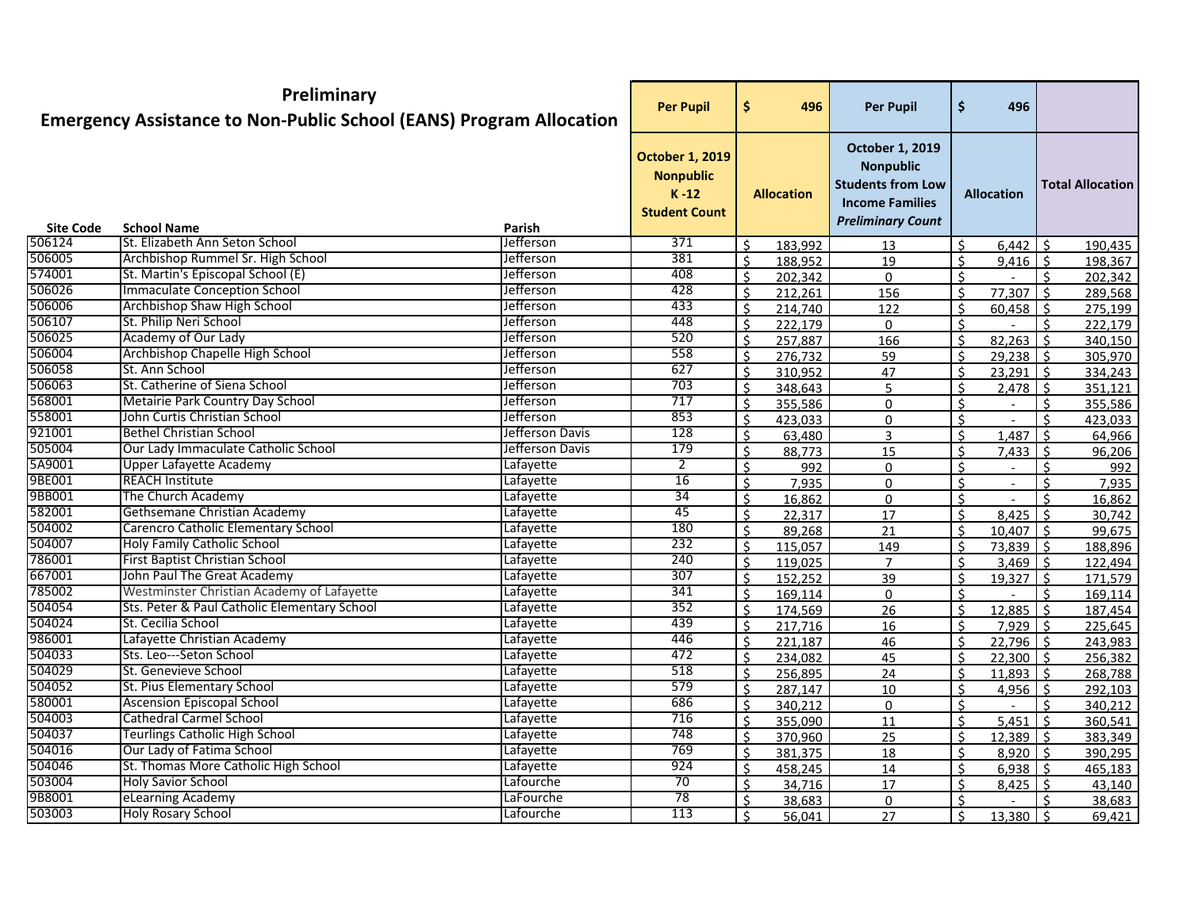# Preliminary
## Emergency Assistance to Non-Public School (EANS) Program Allocation

| Site Code | School Name | Parish | Per Pupil<br>October 1, 2019 Nonpublic K -12 Student Count | $ 496<br>Allocation | Per Pupil<br>October 1, 2019 Nonpublic Students from Low Income Families *Preliminary Count* | $ 496<br>Allocation | Total Allocation |
|---|---|---|---|---|---|---|---|
| 506124 | St. Elizabeth Ann Seton School | Jefferson | 371 | $ 183,992 | 13 | $ 6,442 | $ 190,435 |
| 506005 | Archbishop Rummel Sr. High School | Jefferson | 381 | $ 188,952 | 19 | $ 9,416 | $ 198,367 |
| 574001 | St. Martin's Episcopal School (E) | Jefferson | 408 | $ 202,342 | 0 | $ - | $ 202,342 |
| 506026 | Immaculate Conception School | Jefferson | 428 | $ 212,261 | 156 | $ 77,307 | $ 289,568 |
| 506006 | Archbishop Shaw High School | Jefferson | 433 | $ 214,740 | 122 | $ 60,458 | $ 275,199 |
| 506107 | St. Philip Neri School | Jefferson | 448 | $ 222,179 | 0 | $ - | $ 222,179 |
| 506025 | Academy of Our Lady | Jefferson | 520 | $ 257,887 | 166 | $ 82,263 | $ 340,150 |
| 506004 | Archbishop Chapelle High School | Jefferson | 558 | $ 276,732 | 59 | $ 29,238 | $ 305,970 |
| 506058 | St. Ann School | Jefferson | 627 | $ 310,952 | 47 | $ 23,291 | $ 334,243 |
| 506063 | St. Catherine of Siena School | Jefferson | 703 | $ 348,643 | 5 | $ 2,478 | $ 351,121 |
| 568001 | Metairie Park Country Day School | Jefferson | 717 | $ 355,586 | 0 | $ - | $ 355,586 |
| 558001 | John Curtis Christian School | Jefferson | 853 | $ 423,033 | 0 | $ - | $ 423,033 |
| 921001 | Bethel Christian School | Jefferson Davis | 128 | $ 63,480 | 3 | $ 1,487 | $ 64,966 |
| 505004 | Our Lady Immaculate Catholic School | Jefferson Davis | 179 | $ 88,773 | 15 | $ 7,433 | $ 96,206 |
| 5A9001 | Upper Lafayette Academy | Lafayette | 2 | $ 992 | 0 | $ - | $ 992 |
| 9BE001 | REACH Institute | Lafayette | 16 | $ 7,935 | 0 | $ - | $ 7,935 |
| 9BB001 | The Church Academy | Lafayette | 34 | $ 16,862 | 0 | $ - | $ 16,862 |
| 582001 | Gethsemane Christian Academy | Lafayette | 45 | $ 22,317 | 17 | $ 8,425 | $ 30,742 |
| 504002 | Carencro Catholic Elementary School | Lafayette | 180 | $ 89,268 | 21 | $ 10,407 | $ 99,675 |
| 504007 | Holy Family Catholic School | Lafayette | 232 | $ 115,057 | 149 | $ 73,839 | $ 188,896 |
| 786001 | First Baptist Christian School | Lafayette | 240 | $ 119,025 | 7 | $ 3,469 | $ 122,494 |
| 667001 | John Paul The Great Academy | Lafayette | 307 | $ 152,252 | 39 | $ 19,327 | $ 171,579 |
| 785002 | Westminster Christian Academy of Lafayette | Lafayette | 341 | $ 169,114 | 0 | $ - | $ 169,114 |
| 504054 | Sts. Peter & Paul Catholic Elementary School | Lafayette | 352 | $ 174,569 | 26 | $ 12,885 | $ 187,454 |
| 504024 | St. Cecilia School | Lafayette | 439 | $ 217,716 | 16 | $ 7,929 | $ 225,645 |
| 986001 | Lafayette Christian Academy | Lafayette | 446 | $ 221,187 | 46 | $ 22,796 | $ 243,983 |
| 504033 | Sts. Leo---Seton School | Lafayette | 472 | $ 234,082 | 45 | $ 22,300 | $ 256,382 |
| 504029 | St. Genevieve School | Lafayette | 518 | $ 256,895 | 24 | $ 11,893 | $ 268,788 |
| 504052 | St. Pius Elementary School | Lafayette | 579 | $ 287,147 | 10 | $ 4,956 | $ 292,103 |
| 580001 | Ascension Episcopal School | Lafayette | 686 | $ 340,212 | 0 | $ - | $ 340,212 |
| 504003 | Cathedral Carmel School | Lafayette | 716 | $ 355,090 | 11 | $ 5,451 | $ 360,541 |
| 504037 | Teurlings Catholic High School | Lafayette | 748 | $ 370,960 | 25 | $ 12,389 | $ 383,349 |
| 504016 | Our Lady of Fatima School | Lafayette | 769 | $ 381,375 | 18 | $ 8,920 | $ 390,295 |
| 504046 | St. Thomas More Catholic High School | Lafayette | 924 | $ 458,245 | 14 | $ 6,938 | $ 465,183 |
| 503004 | Holy Savior School | Lafourche | 70 | $ 34,716 | 17 | $ 8,425 | $ 43,140 |
| 9B8001 | eLearning Academy | LaFourche | 78 | $ 38,683 | 0 | $ - | $ 38,683 |
| 503003 | Holy Rosary School | Lafourche | 113 | $ 56,041 | 27 | $ 13,380 | $ 69,421 |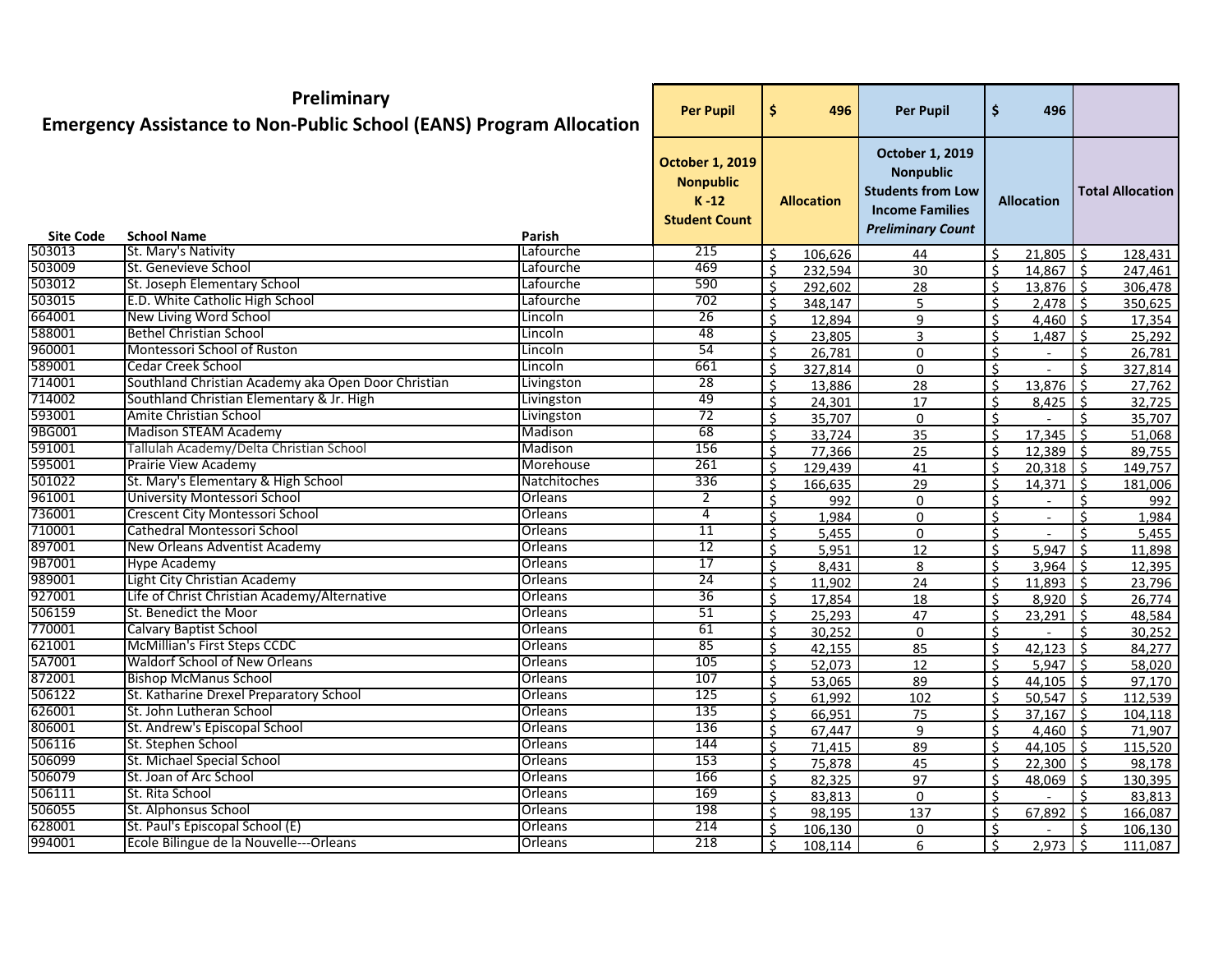## Preliminary
## Emergency Assistance to Non-Public School (EANS) Program Allocation

| Site Code | School Name | Parish | Per Pupil<br>October 1, 2019 Nonpublic K -12 Student Count | $ 496<br>Allocation | Per Pupil<br>October 1, 2019 Nonpublic Students from Low Income Families *Preliminary Count* | $ 496<br>Allocation | Total Allocation |
|---|---|---|---|---|---|---|---|
| 503013 | St. Mary's Nativity | Lafourche | 215 | $ 106,626 | 44 | $ 21,805 | $ 128,431 |
| 503009 | St. Genevieve School | Lafourche | 469 | $ 232,594 | 30 | $ 14,867 | $ 247,461 |
| 503012 | St. Joseph Elementary School | Lafourche | 590 | $ 292,602 | 28 | $ 13,876 | $ 306,478 |
| 503015 | E.D. White Catholic High School | Lafourche | 702 | $ 348,147 | 5 | $ 2,478 | $ 350,625 |
| 664001 | New Living Word School | Lincoln | 26 | $ 12,894 | 9 | $ 4,460 | $ 17,354 |
| 588001 | Bethel Christian School | Lincoln | 48 | $ 23,805 | 3 | $ 1,487 | $ 25,292 |
| 960001 | Montessori School of Ruston | Lincoln | 54 | $ 26,781 | 0 | $ - | $ 26,781 |
| 589001 | Cedar Creek School | Lincoln | 661 | $ 327,814 | 0 | $ - | $ 327,814 |
| 714001 | Southland Christian Academy aka Open Door Christian | Livingston | 28 | $ 13,886 | 28 | $ 13,876 | $ 27,762 |
| 714002 | Southland Christian Elementary & Jr. High | Livingston | 49 | $ 24,301 | 17 | $ 8,425 | $ 32,725 |
| 593001 | Amite Christian School | Livingston | 72 | $ 35,707 | 0 | $ - | $ 35,707 |
| 9BG001 | Madison STEAM Academy | Madison | 68 | $ 33,724 | 35 | $ 17,345 | $ 51,068 |
| 591001 | Tallulah Academy/Delta Christian School | Madison | 156 | $ 77,366 | 25 | $ 12,389 | $ 89,755 |
| 595001 | Prairie View Academy | Morehouse | 261 | $ 129,439 | 41 | $ 20,318 | $ 149,757 |
| 501022 | St. Mary's Elementary & High School | Natchitoches | 336 | $ 166,635 | 29 | $ 14,371 | $ 181,006 |
| 961001 | University Montessori School | Orleans | 2 | $ 992 | 0 | $ - | $ 992 |
| 736001 | Crescent City Montessori School | Orleans | 4 | $ 1,984 | 0 | $ - | $ 1,984 |
| 710001 | Cathedral Montessori School | Orleans | 11 | $ 5,455 | 0 | $ - | $ 5,455 |
| 897001 | New Orleans Adventist Academy | Orleans | 12 | $ 5,951 | 12 | $ 5,947 | $ 11,898 |
| 9B7001 | Hype Academy | Orleans | 17 | $ 8,431 | 8 | $ 3,964 | $ 12,395 |
| 989001 | Light City Christian Academy | Orleans | 24 | $ 11,902 | 24 | $ 11,893 | $ 23,796 |
| 927001 | Life of Christ Christian Academy/Alternative | Orleans | 36 | $ 17,854 | 18 | $ 8,920 | $ 26,774 |
| 506159 | St. Benedict the Moor | Orleans | 51 | $ 25,293 | 47 | $ 23,291 | $ 48,584 |
| 770001 | Calvary Baptist School | Orleans | 61 | $ 30,252 | 0 | $ - | $ 30,252 |
| 621001 | McMillian's First Steps CCDC | Orleans | 85 | $ 42,155 | 85 | $ 42,123 | $ 84,277 |
| 5A7001 | Waldorf School of New Orleans | Orleans | 105 | $ 52,073 | 12 | $ 5,947 | $ 58,020 |
| 872001 | Bishop McManus School | Orleans | 107 | $ 53,065 | 89 | $ 44,105 | $ 97,170 |
| 506122 | St. Katharine Drexel Preparatory School | Orleans | 125 | $ 61,992 | 102 | $ 50,547 | $ 112,539 |
| 626001 | St. John Lutheran School | Orleans | 135 | $ 66,951 | 75 | $ 37,167 | $ 104,118 |
| 806001 | St. Andrew's Episcopal School | Orleans | 136 | $ 67,447 | 9 | $ 4,460 | $ 71,907 |
| 506116 | St. Stephen School | Orleans | 144 | $ 71,415 | 89 | $ 44,105 | $ 115,520 |
| 506099 | St. Michael Special School | Orleans | 153 | $ 75,878 | 45 | $ 22,300 | $ 98,178 |
| 506079 | St. Joan of Arc School | Orleans | 166 | $ 82,325 | 97 | $ 48,069 | $ 130,395 |
| 506111 | St. Rita School | Orleans | 169 | $ 83,813 | 0 | $ - | $ 83,813 |
| 506055 | St. Alphonsus School | Orleans | 198 | $ 98,195 | 137 | $ 67,892 | $ 166,087 |
| 628001 | St. Paul's Episcopal School (E) | Orleans | 214 | $ 106,130 | 0 | $ - | $ 106,130 |
| 994001 | Ecole Bilingue de la Nouvelle---Orleans | Orleans | 218 | $ 108,114 | 6 | $ 2,973 | $ 111,087 |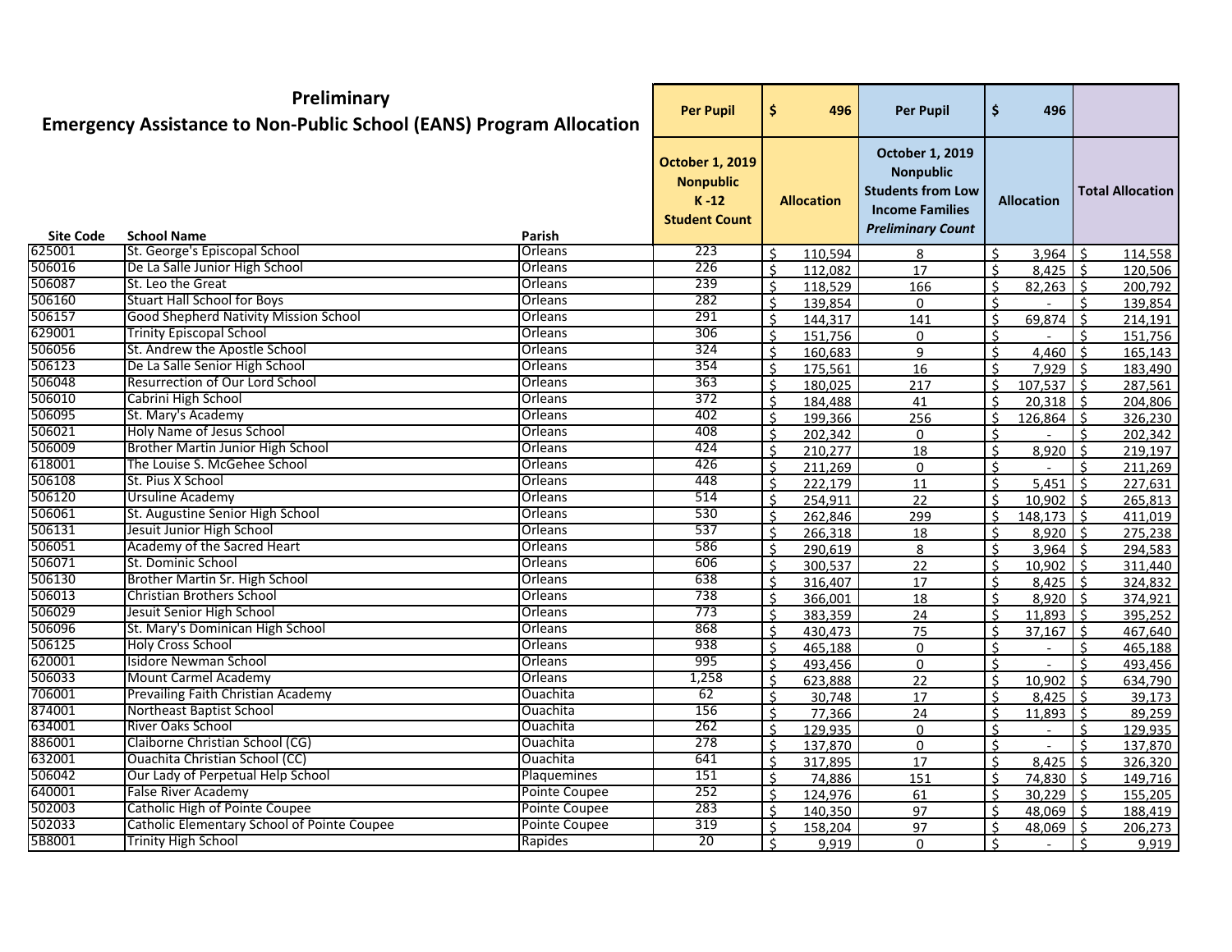# Preliminary
## Emergency Assistance to Non-Public School (EANS) Program Allocation

| Site Code | School Name | Parish | October 1, 2019 Nonpublic K -12 Student Count | Allocation | October 1, 2019 Nonpublic Students from Low Income Families *Preliminary Count* | Allocation | Total Allocation |
|---|---|---|---|---|---|---|---|
| | | | Per Pupil | $ 496 | Per Pupil | $ 496 | |
| 625001 | St. George's Episcopal School | Orleans | 223 | $ 110,594 | 8 | $ 3,964 | $ 114,558 |
| 506016 | De La Salle Junior High School | Orleans | 226 | $ 112,082 | 17 | $ 8,425 | $ 120,506 |
| 506087 | St. Leo the Great | Orleans | 239 | $ 118,529 | 166 | $ 82,263 | $ 200,792 |
| 506160 | Stuart Hall School for Boys | Orleans | 282 | $ 139,854 | 0 | $ - | $ 139,854 |
| 506157 | Good Shepherd Nativity Mission School | Orleans | 291 | $ 144,317 | 141 | $ 69,874 | $ 214,191 |
| 629001 | Trinity Episcopal School | Orleans | 306 | $ 151,756 | 0 | $ - | $ 151,756 |
| 506056 | St. Andrew the Apostle School | Orleans | 324 | $ 160,683 | 9 | $ 4,460 | $ 165,143 |
| 506123 | De La Salle Senior High School | Orleans | 354 | $ 175,561 | 16 | $ 7,929 | $ 183,490 |
| 506048 | Resurrection of Our Lord School | Orleans | 363 | $ 180,025 | 217 | $ 107,537 | $ 287,561 |
| 506010 | Cabrini High School | Orleans | 372 | $ 184,488 | 41 | $ 20,318 | $ 204,806 |
| 506095 | St. Mary's Academy | Orleans | 402 | $ 199,366 | 256 | $ 126,864 | $ 326,230 |
| 506021 | Holy Name of Jesus School | Orleans | 408 | $ 202,342 | 0 | $ - | $ 202,342 |
| 506009 | Brother Martin Junior High School | Orleans | 424 | $ 210,277 | 18 | $ 8,920 | $ 219,197 |
| 618001 | The Louise S. McGehee School | Orleans | 426 | $ 211,269 | 0 | $ - | $ 211,269 |
| 506108 | St. Pius X School | Orleans | 448 | $ 222,179 | 11 | $ 5,451 | $ 227,631 |
| 506120 | Ursuline Academy | Orleans | 514 | $ 254,911 | 22 | $ 10,902 | $ 265,813 |
| 506061 | St. Augustine Senior High School | Orleans | 530 | $ 262,846 | 299 | $ 148,173 | $ 411,019 |
| 506131 | Jesuit Junior High School | Orleans | 537 | $ 266,318 | 18 | $ 8,920 | $ 275,238 |
| 506051 | Academy of the Sacred Heart | Orleans | 586 | $ 290,619 | 8 | $ 3,964 | $ 294,583 |
| 506071 | St. Dominic School | Orleans | 606 | $ 300,537 | 22 | $ 10,902 | $ 311,440 |
| 506130 | Brother Martin Sr. High School | Orleans | 638 | $ 316,407 | 17 | $ 8,425 | $ 324,832 |
| 506013 | Christian Brothers School | Orleans | 738 | $ 366,001 | 18 | $ 8,920 | $ 374,921 |
| 506029 | Jesuit Senior High School | Orleans | 773 | $ 383,359 | 24 | $ 11,893 | $ 395,252 |
| 506096 | St. Mary's Dominican High School | Orleans | 868 | $ 430,473 | 75 | $ 37,167 | $ 467,640 |
| 506125 | Holy Cross School | Orleans | 938 | $ 465,188 | 0 | $ - | $ 465,188 |
| 620001 | Isidore Newman School | Orleans | 995 | $ 493,456 | 0 | $ - | $ 493,456 |
| 506033 | Mount Carmel Academy | Orleans | 1,258 | $ 623,888 | 22 | $ 10,902 | $ 634,790 |
| 706001 | Prevailing Faith Christian Academy | Ouachita | 62 | $ 30,748 | 17 | $ 8,425 | $ 39,173 |
| 874001 | Northeast Baptist School | Ouachita | 156 | $ 77,366 | 24 | $ 11,893 | $ 89,259 |
| 634001 | River Oaks School | Ouachita | 262 | $ 129,935 | 0 | $ - | $ 129,935 |
| 886001 | Claiborne Christian School (CG) | Ouachita | 278 | $ 137,870 | 0 | $ - | $ 137,870 |
| 632001 | Ouachita Christian School (CC) | Ouachita | 641 | $ 317,895 | 17 | $ 8,425 | $ 326,320 |
| 506042 | Our Lady of Perpetual Help School | Plaquemines | 151 | $ 74,886 | 151 | $ 74,830 | $ 149,716 |
| 640001 | False River Academy | Pointe Coupee | 252 | $ 124,976 | 61 | $ 30,229 | $ 155,205 |
| 502003 | Catholic High of Pointe Coupee | Pointe Coupee | 283 | $ 140,350 | 97 | $ 48,069 | $ 188,419 |
| 502033 | Catholic Elementary School of Pointe Coupee | Pointe Coupee | 319 | $ 158,204 | 97 | $ 48,069 | $ 206,273 |
| 5B8001 | Trinity High School | Rapides | 20 | $ 9,919 | 0 | $ - | $ 9,919 |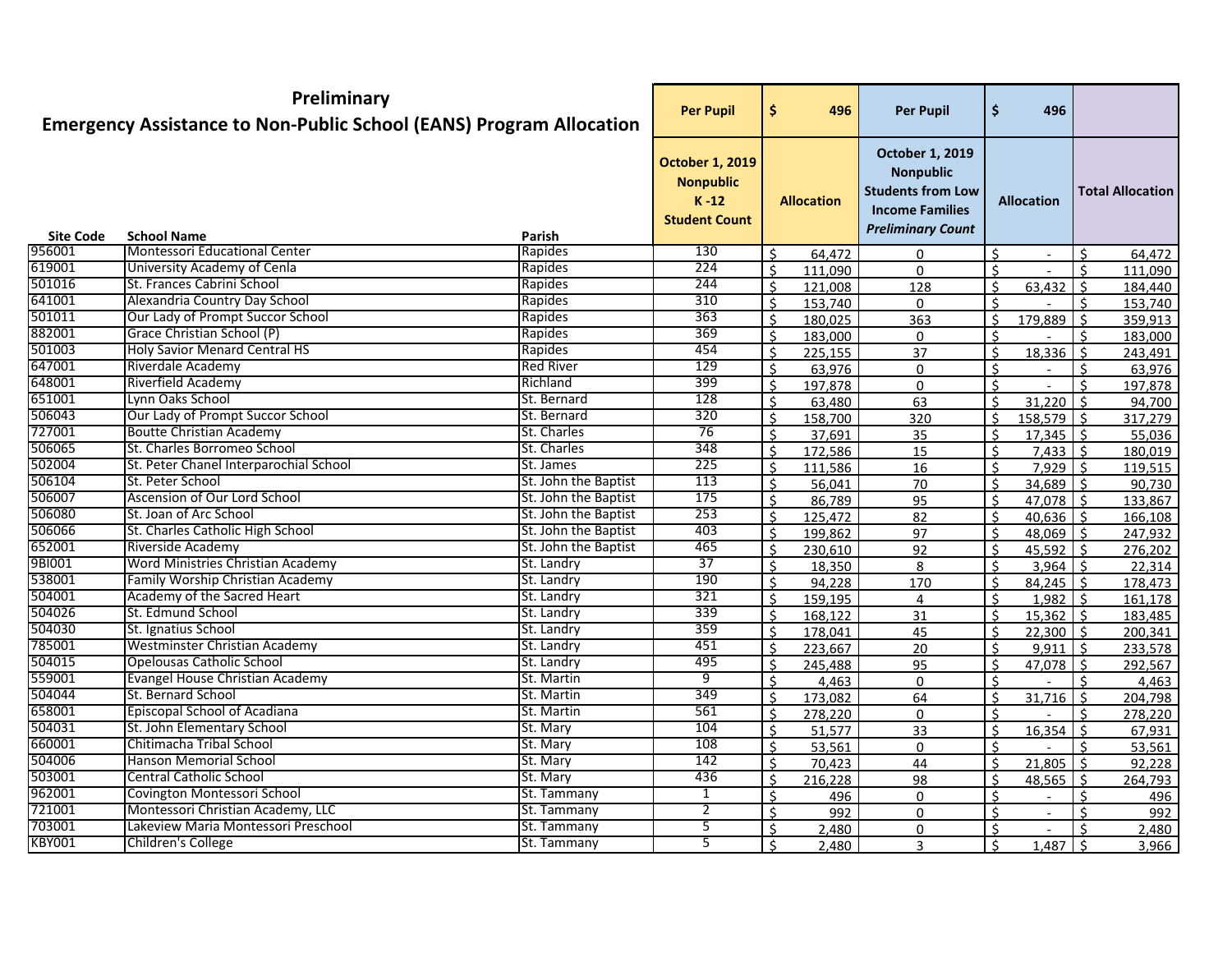# Preliminary
## Emergency Assistance to Non-Public School (EANS) Program Allocation

| Site Code | School Name | Parish | Per Pupil<br>October 1, 2019 Nonpublic K -12 Student Count | $ 496<br>Allocation | Per Pupil<br>October 1, 2019 Nonpublic Students from Low Income Families *Preliminary Count* | $ 496<br>Allocation | Total Allocation |
|---|---|---|---|---|---|---|---|
| 956001 | Montessori Educational Center | Rapides | 130 | $ 64,472 | 0 | $ - | $ 64,472 |
| 619001 | University Academy of Cenla | Rapides | 224 | $ 111,090 | 0 | $ - | $ 111,090 |
| 501016 | St. Frances Cabrini School | Rapides | 244 | $ 121,008 | 128 | $ 63,432 | $ 184,440 |
| 641001 | Alexandria Country Day School | Rapides | 310 | $ 153,740 | 0 | $ - | $ 153,740 |
| 501011 | Our Lady of Prompt Succor School | Rapides | 363 | $ 180,025 | 363 | $ 179,889 | $ 359,913 |
| 882001 | Grace Christian School (P) | Rapides | 369 | $ 183,000 | 0 | $ - | $ 183,000 |
| 501003 | Holy Savior Menard Central HS | Rapides | 454 | $ 225,155 | 37 | $ 18,336 | $ 243,491 |
| 647001 | Riverdale Academy | Red River | 129 | $ 63,976 | 0 | $ - | $ 63,976 |
| 648001 | Riverfield Academy | Richland | 399 | $ 197,878 | 0 | $ - | $ 197,878 |
| 651001 | Lynn Oaks School | St. Bernard | 128 | $ 63,480 | 63 | $ 31,220 | $ 94,700 |
| 506043 | Our Lady of Prompt Succor School | St. Bernard | 320 | $ 158,700 | 320 | $ 158,579 | $ 317,279 |
| 727001 | Boutte Christian Academy | St. Charles | 76 | $ 37,691 | 35 | $ 17,345 | $ 55,036 |
| 506065 | St. Charles Borromeo School | St. Charles | 348 | $ 172,586 | 15 | $ 7,433 | $ 180,019 |
| 502004 | St. Peter Chanel Interparochial School | St. James | 225 | $ 111,586 | 16 | $ 7,929 | $ 119,515 |
| 506104 | St. Peter School | St. John the Baptist | 113 | $ 56,041 | 70 | $ 34,689 | $ 90,730 |
| 506007 | Ascension of Our Lord School | St. John the Baptist | 175 | $ 86,789 | 95 | $ 47,078 | $ 133,867 |
| 506080 | St. Joan of Arc School | St. John the Baptist | 253 | $ 125,472 | 82 | $ 40,636 | $ 166,108 |
| 506066 | St. Charles Catholic High School | St. John the Baptist | 403 | $ 199,862 | 97 | $ 48,069 | $ 247,932 |
| 652001 | Riverside Academy | St. John the Baptist | 465 | $ 230,610 | 92 | $ 45,592 | $ 276,202 |
| 9BI001 | Word Ministries Christian Academy | St. Landry | 37 | $ 18,350 | 8 | $ 3,964 | $ 22,314 |
| 538001 | Family Worship Christian Academy | St. Landry | 190 | $ 94,228 | 170 | $ 84,245 | $ 178,473 |
| 504001 | Academy of the Sacred Heart | St. Landry | 321 | $ 159,195 | 4 | $ 1,982 | $ 161,178 |
| 504026 | St. Edmund School | St. Landry | 339 | $ 168,122 | 31 | $ 15,362 | $ 183,485 |
| 504030 | St. Ignatius School | St. Landry | 359 | $ 178,041 | 45 | $ 22,300 | $ 200,341 |
| 785001 | Westminster Christian Academy | St. Landry | 451 | $ 223,667 | 20 | $ 9,911 | $ 233,578 |
| 504015 | Opelousas Catholic School | St. Landry | 495 | $ 245,488 | 95 | $ 47,078 | $ 292,567 |
| 559001 | Evangel House Christian Academy | St. Martin | 9 | $ 4,463 | 0 | $ - | $ 4,463 |
| 504044 | St. Bernard School | St. Martin | 349 | $ 173,082 | 64 | $ 31,716 | $ 204,798 |
| 658001 | Episcopal School of Acadiana | St. Martin | 561 | $ 278,220 | 0 | $ - | $ 278,220 |
| 504031 | St. John Elementary School | St. Mary | 104 | $ 51,577 | 33 | $ 16,354 | $ 67,931 |
| 660001 | Chitimacha Tribal School | St. Mary | 108 | $ 53,561 | 0 | $ - | $ 53,561 |
| 504006 | Hanson Memorial School | St. Mary | 142 | $ 70,423 | 44 | $ 21,805 | $ 92,228 |
| 503001 | Central Catholic School | St. Mary | 436 | $ 216,228 | 98 | $ 48,565 | $ 264,793 |
| 962001 | Covington Montessori School | St. Tammany | 1 | $ 496 | 0 | $ - | $ 496 |
| 721001 | Montessori Christian Academy, LLC | St. Tammany | 2 | $ 992 | 0 | $ - | $ 992 |
| 703001 | Lakeview Maria Montessori Preschool | St. Tammany | 5 | $ 2,480 | 0 | $ - | $ 2,480 |
| KBY001 | Children's College | St. Tammany | 5 | $ 2,480 | 3 | $ 1,487 | $ 3,966 |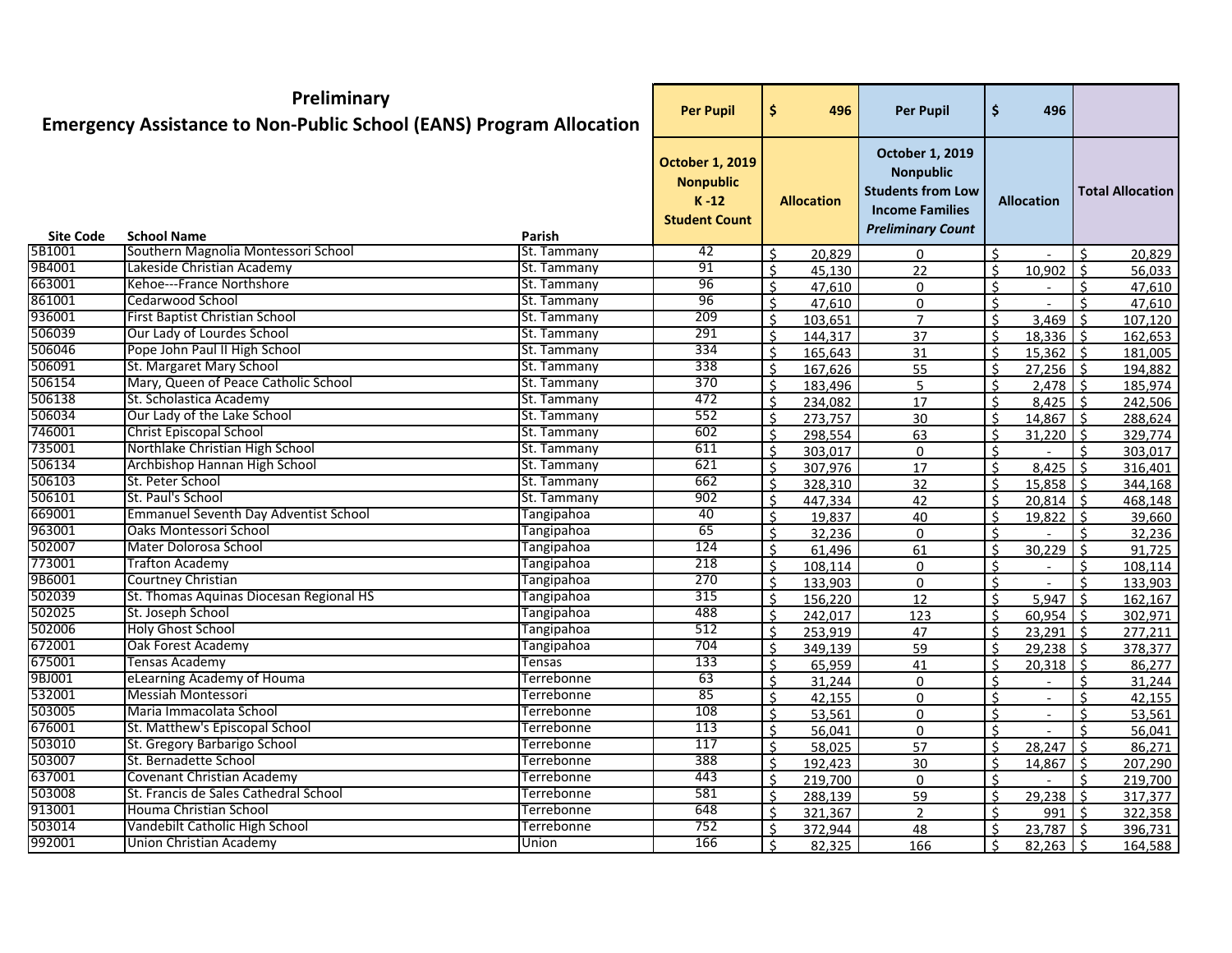## Preliminary
## Emergency Assistance to Non-Public School (EANS) Program Allocation

| Site Code | School Name | Parish | Per Pupil<br>October 1, 2019 Nonpublic K-12 Student Count | $ 496<br>Allocation | Per Pupil<br>October 1, 2019 Nonpublic Students from Low Income Families *Preliminary Count* | $ 496<br>Allocation | Total Allocation |
|---|---|---|---|---|---|---|---|
| 5B1001 | Southern Magnolia Montessori School | St. Tammany | 42 | $ 20,829 | 0 | $ - | $ 20,829 |
| 9B4001 | Lakeside Christian Academy | St. Tammany | 91 | $ 45,130 | 22 | $ 10,902 | $ 56,033 |
| 663001 | Kehoe---France Northshore | St. Tammany | 96 | $ 47,610 | 0 | $ - | $ 47,610 |
| 861001 | Cedarwood School | St. Tammany | 96 | $ 47,610 | 0 | $ - | $ 47,610 |
| 936001 | First Baptist Christian School | St. Tammany | 209 | $ 103,651 | 7 | $ 3,469 | $ 107,120 |
| 506039 | Our Lady of Lourdes School | St. Tammany | 291 | $ 144,317 | 37 | $ 18,336 | $ 162,653 |
| 506046 | Pope John Paul II High School | St. Tammany | 334 | $ 165,643 | 31 | $ 15,362 | $ 181,005 |
| 506091 | St. Margaret Mary School | St. Tammany | 338 | $ 167,626 | 55 | $ 27,256 | $ 194,882 |
| 506154 | Mary, Queen of Peace Catholic School | St. Tammany | 370 | $ 183,496 | 5 | $ 2,478 | $ 185,974 |
| 506138 | St. Scholastica Academy | St. Tammany | 472 | $ 234,082 | 17 | $ 8,425 | $ 242,506 |
| 506034 | Our Lady of the Lake School | St. Tammany | 552 | $ 273,757 | 30 | $ 14,867 | $ 288,624 |
| 746001 | Christ Episcopal School | St. Tammany | 602 | $ 298,554 | 63 | $ 31,220 | $ 329,774 |
| 735001 | Northlake Christian High School | St. Tammany | 611 | $ 303,017 | 0 | $ - | $ 303,017 |
| 506134 | Archbishop Hannan High School | St. Tammany | 621 | $ 307,976 | 17 | $ 8,425 | $ 316,401 |
| 506103 | St. Peter School | St. Tammany | 662 | $ 328,310 | 32 | $ 15,858 | $ 344,168 |
| 506101 | St. Paul's School | St. Tammany | 902 | $ 447,334 | 42 | $ 20,814 | $ 468,148 |
| 669001 | Emmanuel Seventh Day Adventist School | Tangipahoa | 40 | $ 19,837 | 40 | $ 19,822 | $ 39,660 |
| 963001 | Oaks Montessori School | Tangipahoa | 65 | $ 32,236 | 0 | $ - | $ 32,236 |
| 502007 | Mater Dolorosa School | Tangipahoa | 124 | $ 61,496 | 61 | $ 30,229 | $ 91,725 |
| 773001 | Trafton Academy | Tangipahoa | 218 | $ 108,114 | 0 | $ - | $ 108,114 |
| 9B6001 | Courtney Christian | Tangipahoa | 270 | $ 133,903 | 0 | $ - | $ 133,903 |
| 502039 | St. Thomas Aquinas Diocesan Regional HS | Tangipahoa | 315 | $ 156,220 | 12 | $ 5,947 | $ 162,167 |
| 502025 | St. Joseph School | Tangipahoa | 488 | $ 242,017 | 123 | $ 60,954 | $ 302,971 |
| 502006 | Holy Ghost School | Tangipahoa | 512 | $ 253,919 | 47 | $ 23,291 | $ 277,211 |
| 672001 | Oak Forest Academy | Tangipahoa | 704 | $ 349,139 | 59 | $ 29,238 | $ 378,377 |
| 675001 | Tensas Academy | Tensas | 133 | $ 65,959 | 41 | $ 20,318 | $ 86,277 |
| 9BJ001 | eLearning Academy of Houma | Terrebonne | 63 | $ 31,244 | 0 | $ - | $ 31,244 |
| 532001 | Messiah Montessori | Terrebonne | 85 | $ 42,155 | 0 | $ - | $ 42,155 |
| 503005 | Maria Immacolata School | Terrebonne | 108 | $ 53,561 | 0 | $ - | $ 53,561 |
| 676001 | St. Matthew's Episcopal School | Terrebonne | 113 | $ 56,041 | 0 | $ - | $ 56,041 |
| 503010 | St. Gregory Barbarigo School | Terrebonne | 117 | $ 58,025 | 57 | $ 28,247 | $ 86,271 |
| 503007 | St. Bernadette School | Terrebonne | 388 | $ 192,423 | 30 | $ 14,867 | $ 207,290 |
| 637001 | Covenant Christian Academy | Terrebonne | 443 | $ 219,700 | 0 | $ - | $ 219,700 |
| 503008 | St. Francis de Sales Cathedral School | Terrebonne | 581 | $ 288,139 | 59 | $ 29,238 | $ 317,377 |
| 913001 | Houma Christian School | Terrebonne | 648 | $ 321,367 | 2 | $ 991 | $ 322,358 |
| 503014 | Vandebilt Catholic High School | Terrebonne | 752 | $ 372,944 | 48 | $ 23,787 | $ 396,731 |
| 992001 | Union Christian Academy | Union | 166 | $ 82,325 | 166 | $ 82,263 | $ 164,588 |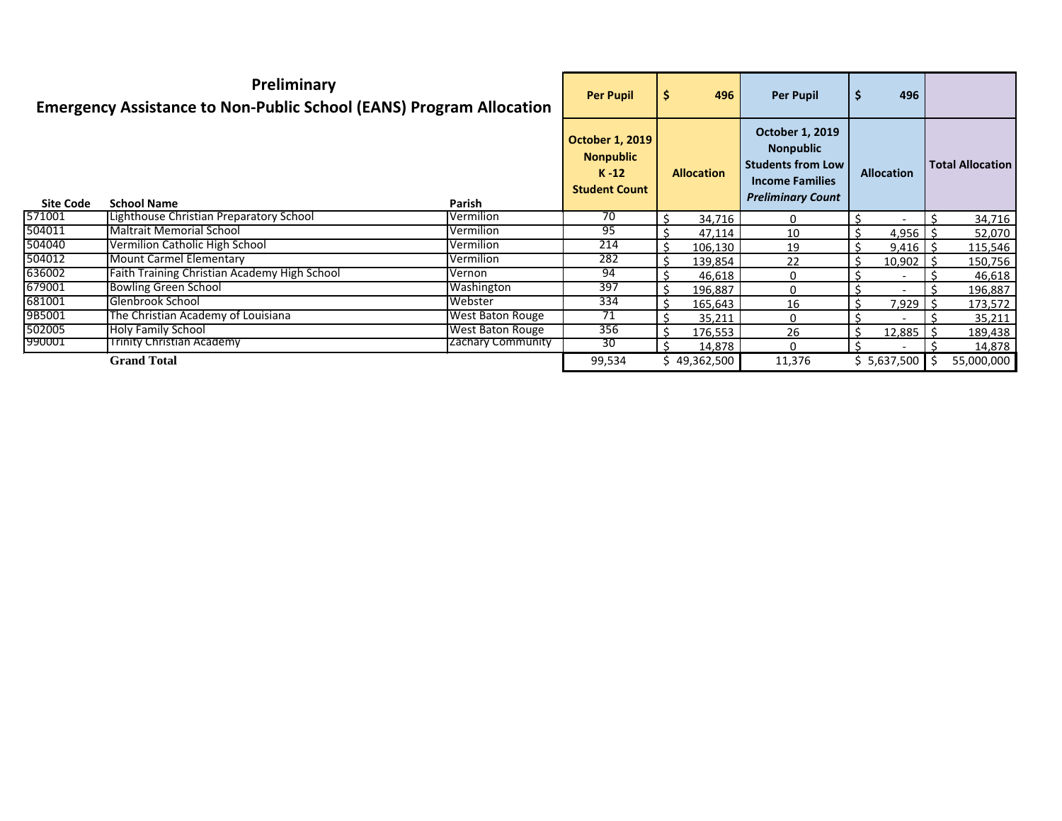**Preliminary**
**Emergency Assistance to Non-Public School (EANS) Program Allocation**

| Site Code | School Name | Parish | Per Pupil<br>October 1, 2019 Nonpublic K -12 Student Count | $ 496<br>Allocation | Per Pupil<br>October 1, 2019 Nonpublic Students from Low Income Families *Preliminary Count* | $ 496<br>Allocation | Total Allocation |
|---|---|---|---|---|---|---|---|
| 571001 | Lighthouse Christian Preparatory School | Vermilion | 70 | $ 34,716 | 0 | $ - | $ 34,716 |
| 504011 | Maltrait Memorial School | Vermilion | 95 | $ 47,114 | 10 | $ 4,956 | $ 52,070 |
| 504040 | Vermilion Catholic High School | Vermilion | 214 | $ 106,130 | 19 | $ 9,416 | $ 115,546 |
| 504012 | Mount Carmel Elementary | Vermilion | 282 | $ 139,854 | 22 | $ 10,902 | $ 150,756 |
| 636002 | Faith Training Christian Academy High School | Vernon | 94 | $ 46,618 | 0 | $ - | $ 46,618 |
| 679001 | Bowling Green School | Washington | 397 | $ 196,887 | 0 | $ - | $ 196,887 |
| 681001 | Glenbrook School | Webster | 334 | $ 165,643 | 16 | $ 7,929 | $ 173,572 |
| 9B5001 | The Christian Academy of Louisiana | West Baton Rouge | 71 | $ 35,211 | 0 | $ - | $ 35,211 |
| 502005 | Holy Family School | West Baton Rouge | 356 | $ 176,553 | 26 | $ 12,885 | $ 189,438 |
| 990001 | Trinity Christian Academy | Zachary Community | 30 | $ 14,878 | 0 | $ - | $ 14,878 |
| | **Grand Total** | | 99,534 | $ 49,362,500 | 11,376 | $ 5,637,500 | $ 55,000,000 |